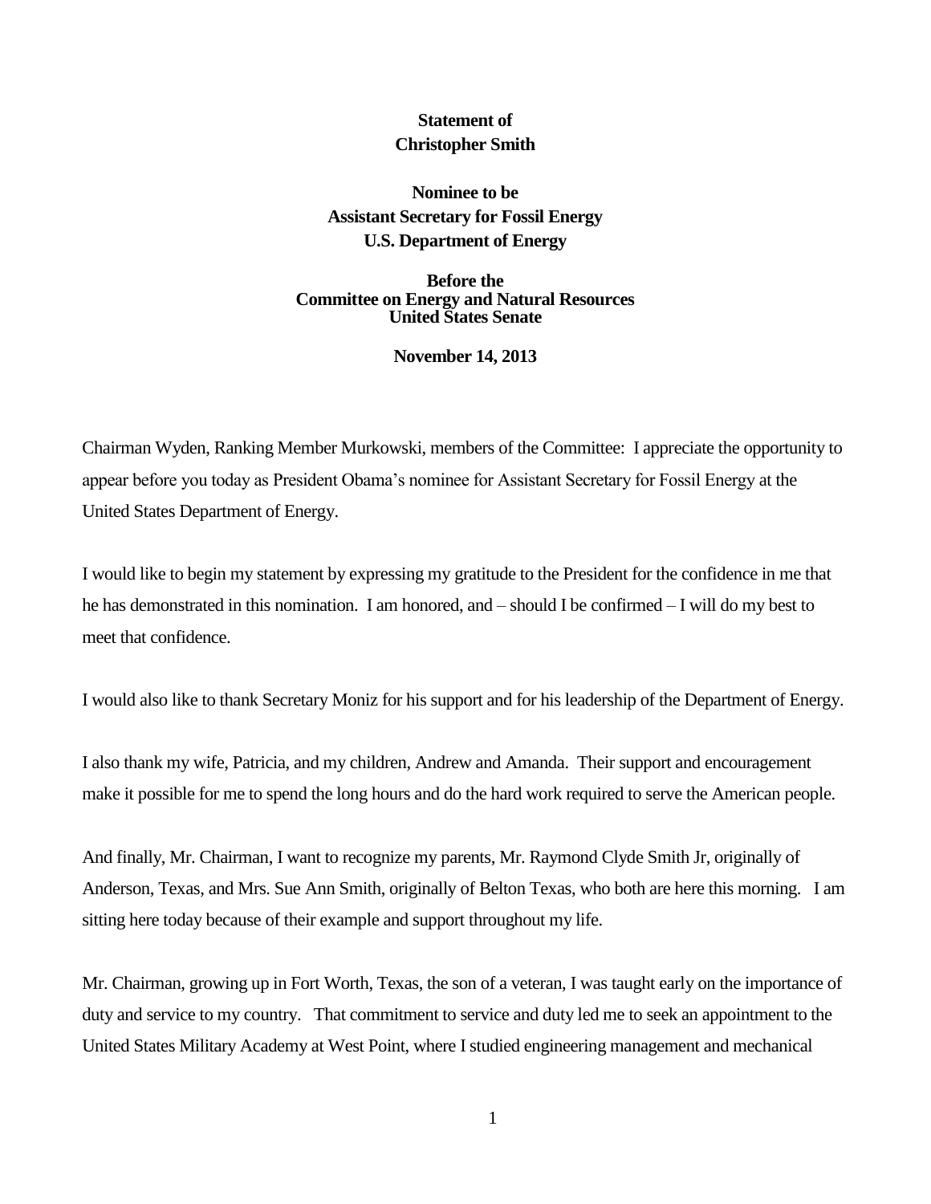**Statement of**
**Christopher Smith**

**Nominee to be**
**Assistant Secretary for Fossil Energy**
**U.S. Department of Energy**

**Before the**
**Committee on Energy and Natural Resources**
**United States Senate**

**November 14, 2013**

Chairman Wyden, Ranking Member Murkowski, members of the Committee: I appreciate the opportunity to appear before you today as President Obama's nominee for Assistant Secretary for Fossil Energy at the United States Department of Energy.

I would like to begin my statement by expressing my gratitude to the President for the confidence in me that he has demonstrated in this nomination. I am honored, and – should I be confirmed – I will do my best to meet that confidence.

I would also like to thank Secretary Moniz for his support and for his leadership of the Department of Energy.

I also thank my wife, Patricia, and my children, Andrew and Amanda. Their support and encouragement make it possible for me to spend the long hours and do the hard work required to serve the American people.

And finally, Mr. Chairman, I want to recognize my parents, Mr. Raymond Clyde Smith Jr, originally of Anderson, Texas, and Mrs. Sue Ann Smith, originally of Belton Texas, who both are here this morning. I am sitting here today because of their example and support throughout my life.

Mr. Chairman, growing up in Fort Worth, Texas, the son of a veteran, I was taught early on the importance of duty and service to my country. That commitment to service and duty led me to seek an appointment to the United States Military Academy at West Point, where I studied engineering management and mechanical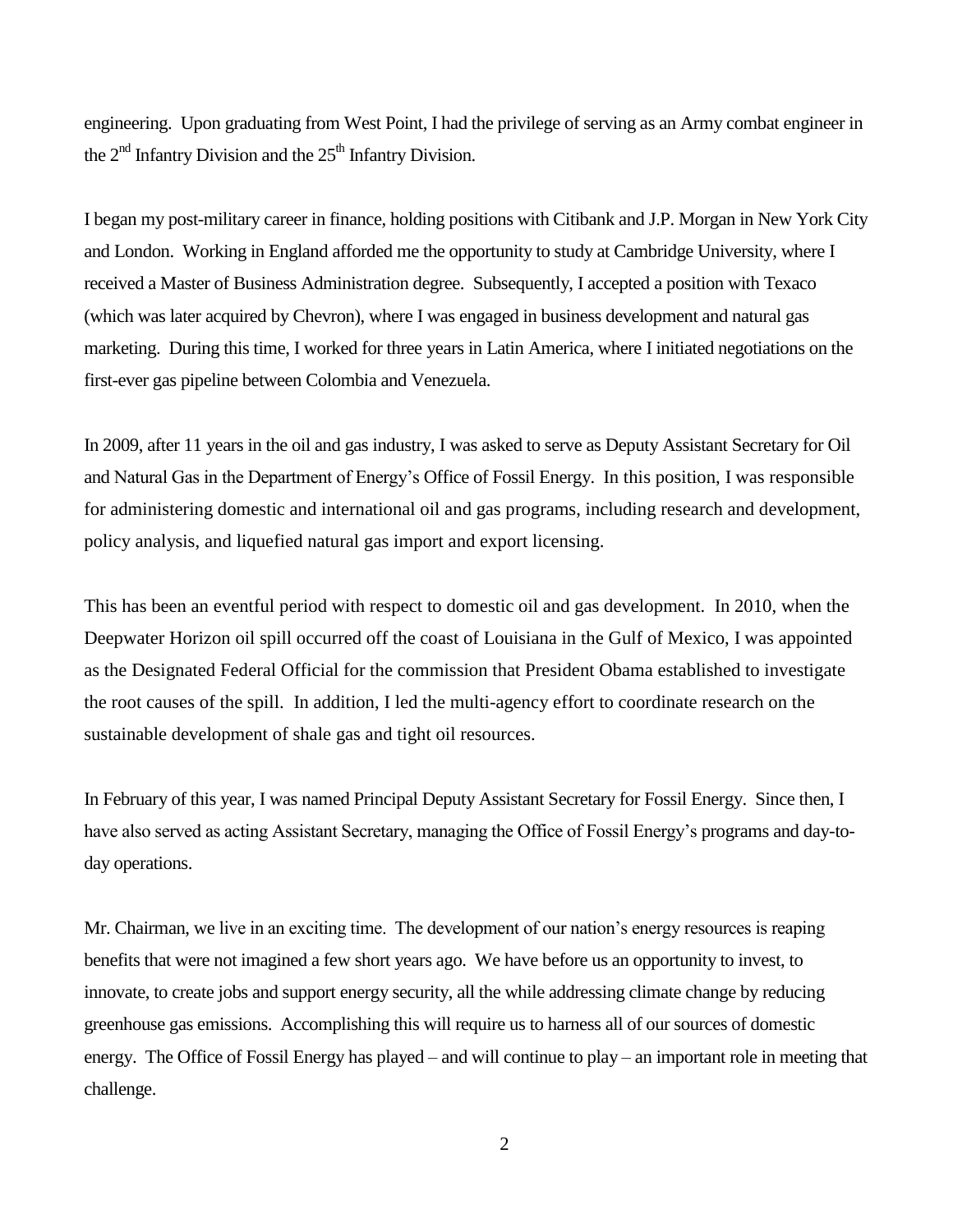engineering. Upon graduating from West Point, I had the privilege of serving as an Army combat engineer in the 2nd Infantry Division and the 25th Infantry Division.

I began my post-military career in finance, holding positions with Citibank and J.P. Morgan in New York City and London. Working in England afforded me the opportunity to study at Cambridge University, where I received a Master of Business Administration degree. Subsequently, I accepted a position with Texaco (which was later acquired by Chevron), where I was engaged in business development and natural gas marketing. During this time, I worked for three years in Latin America, where I initiated negotiations on the first-ever gas pipeline between Colombia and Venezuela.

In 2009, after 11 years in the oil and gas industry, I was asked to serve as Deputy Assistant Secretary for Oil and Natural Gas in the Department of Energy's Office of Fossil Energy. In this position, I was responsible for administering domestic and international oil and gas programs, including research and development, policy analysis, and liquefied natural gas import and export licensing.

This has been an eventful period with respect to domestic oil and gas development. In 2010, when the Deepwater Horizon oil spill occurred off the coast of Louisiana in the Gulf of Mexico, I was appointed as the Designated Federal Official for the commission that President Obama established to investigate the root causes of the spill. In addition, I led the multi-agency effort to coordinate research on the sustainable development of shale gas and tight oil resources.

In February of this year, I was named Principal Deputy Assistant Secretary for Fossil Energy. Since then, I have also served as acting Assistant Secretary, managing the Office of Fossil Energy's programs and day-to-day operations.

Mr. Chairman, we live in an exciting time. The development of our nation's energy resources is reaping benefits that were not imagined a few short years ago. We have before us an opportunity to invest, to innovate, to create jobs and support energy security, all the while addressing climate change by reducing greenhouse gas emissions. Accomplishing this will require us to harness all of our sources of domestic energy. The Office of Fossil Energy has played – and will continue to play – an important role in meeting that challenge.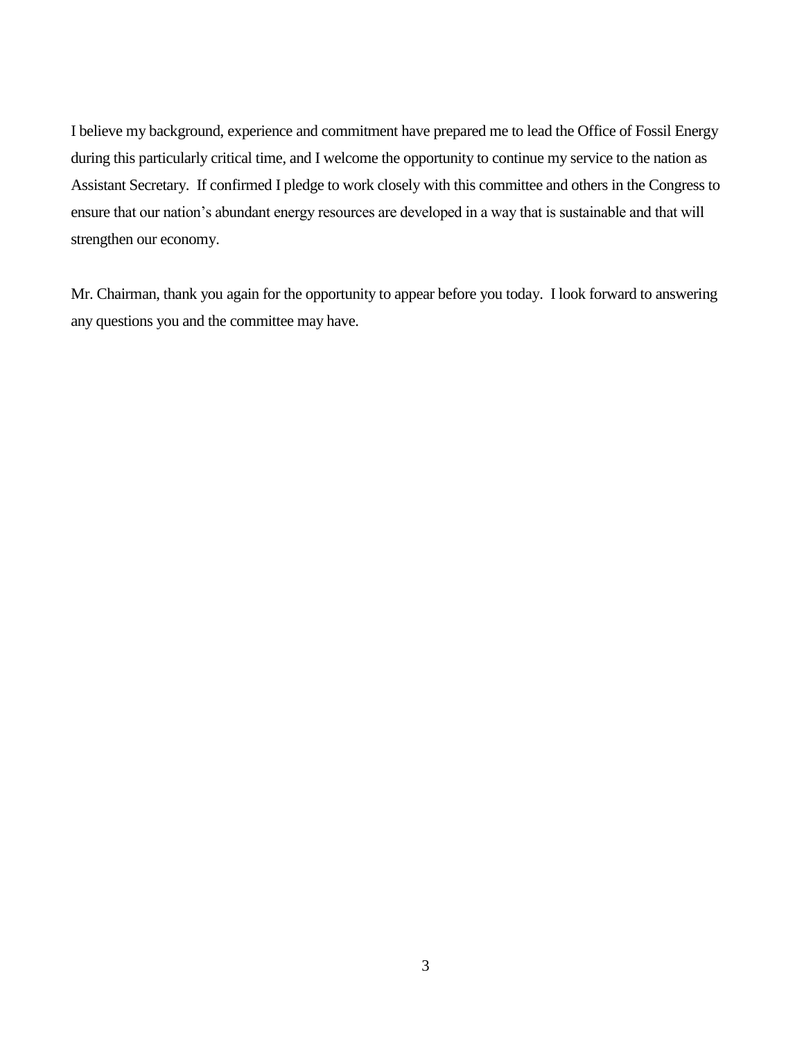I believe my background, experience and commitment have prepared me to lead the Office of Fossil Energy during this particularly critical time, and I welcome the opportunity to continue my service to the nation as Assistant Secretary. If confirmed I pledge to work closely with this committee and others in the Congress to ensure that our nation's abundant energy resources are developed in a way that is sustainable and that will strengthen our economy.

Mr. Chairman, thank you again for the opportunity to appear before you today. I look forward to answering any questions you and the committee may have.